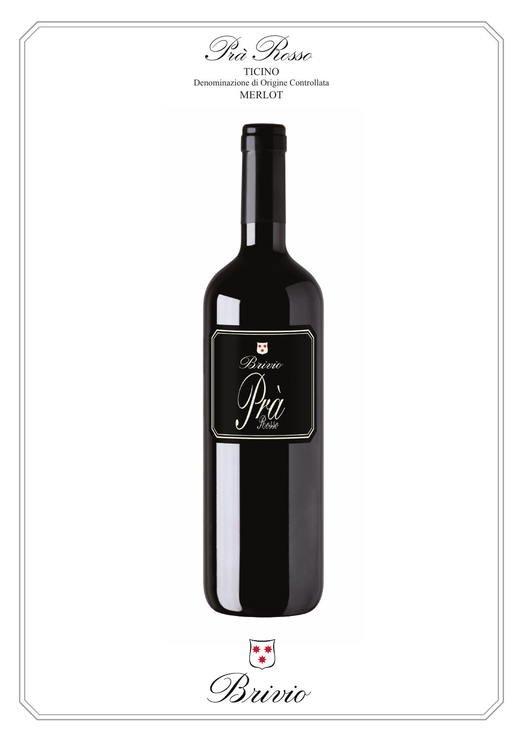# Prà Rosso

TICINO

Denominazione di Origine Controllata

MERLOT

Brivio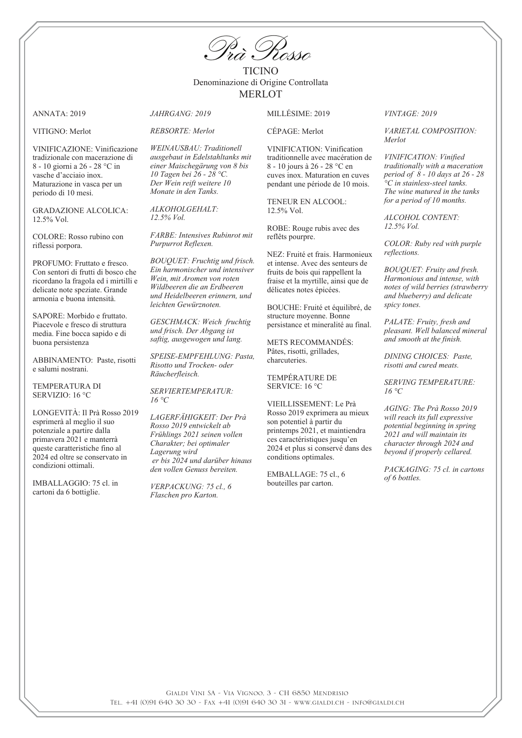# Prà Rosso

TICINO
Denominazione di Origine Controllata
MERLOT

ANNATA: 2019

VITIGNO: Merlot

VINIFICAZIONE: Vinificazione tradizionale con macerazione di 8 - 10 giorni a 26 - 28 °C in vasche d'acciaio inox. Maturazione in vasca per un periodo di 10 mesi.

GRADAZIONE ALCOLICA: 12.5% Vol.

COLORE: Rosso rubino con riflessi porpora.

PROFUMO: Fruttato e fresco. Con sentori di frutti di bosco che ricordano la fragola ed i mirtilli e delicate note speziate. Grande armonia e buona intensità.

SAPORE: Morbido e fruttato. Piacevole e fresco di struttura media. Fine bocca sapido e di buona persistenza

ABBINAMENTO: Paste, risotti e salumi nostrani.

TEMPERATURA DI SERVIZIO: 16 °C

LONGEVITÀ: Il Prà Rosso 2019 esprimerà al meglio il suo potenziale a partire dalla primavera 2021 e manterrà queste caratteristiche fino al 2024 ed oltre se conservato in condizioni ottimali.

IMBALLAGGIO: 75 cl. in cartoni da 6 bottiglie.

*JAHRGANG: 2019*

*REBSORTE: Merlot*

*WEINAUSBAU: Traditionell ausgebaut in Edelstahltanks mit einer Maischegärung von 8 bis 10 Tagen bei 26 - 28 °C. Der Wein reift weitere 10 Monate in den Tanks.*

*ALKOHOLGEHALT: 12.5% Vol.*

*FARBE: Intensives Rubinrot mit Purpurrot Reflexen.*

*BOUQUET: Fruchtig und frisch. Ein harmonischer und intensiver Wein, mit Aromen von roten Wildbeeren die an Erdbeeren und Heidelbeeren erinnern, und leichten Gewürznoten.*

*GESCHMACK: Weich fruchtig und frisch. Der Abgang ist saftig, ausgewogen und lang.*

*SPEISE-EMPFEHLUNG: Pasta, Risotto und Trocken- oder Räucherfleisch.*

*SERVIERTEMPERATUR: 16 °C*

*LAGERFÄHIGKEIT: Der Prà Rosso 2019 entwickelt ab Frühlings 2021 seinen vollen Charakter; bei optimaler Lagerung wird er bis 2024 und darüber hinaus den vollen Genuss bereiten.*

*VERPACKUNG: 75 cl., 6 Flaschen pro Karton.*

MILLÉSIME: 2019

CÉPAGE: Merlot

VINIFICATION: Vinification traditionnelle avec macération de 8 - 10 jours à 26 - 28 °C en cuves inox. Maturation en cuves pendant une période de 10 mois.

TENEUR EN ALCOOL: 12.5% Vol.

ROBE: Rouge rubis avec des reflêts pourpre.

NEZ: Fruité et frais. Harmonieux et intense. Avec des senteurs de fruits de bois qui rappellent la fraise et la myrtille, ainsi que de délicates notes épicées.

BOUCHE: Fruité et équilibré, de structure moyenne. Bonne persistance et mineralité au final.

METS RECOMMANDÉS: Pâtes, risotti, grillades, charcuteries.

TEMPÉRATURE DE SERVICE: 16 °C

VIEILLISSEMENT: Le Prà Rosso 2019 exprimera au mieux son potentiel à partir du printemps 2021, et maintiendra ces caractéristiques jusqu'en 2024 et plus si conservé dans des conditions optimales.

EMBALLAGE: 75 cl., 6 bouteilles par carton.

*VINTAGE: 2019*

*VARIETAL COMPOSITION: Merlot*

*VINIFICATION: Vinified traditionally with a maceration period of 8 - 10 days at 26 - 28 °C in stainless-steel tanks. The wine matured in the tanks for a period of 10 months.*

*ALCOHOL CONTENT: 12.5% Vol.*

*COLOR: Ruby red with purple reflections.*

*BOUQUET: Fruity and fresh. Harmonious and intense, with notes of wild berries (strawberry and blueberry) and delicate spicy tones.*

*PALATE: Fruity, fresh and pleasant. Well balanced mineral and smooth at the finish.*

*DINING CHOICES: Paste, risotti and cured meats.*

*SERVING TEMPERATURE: 16 °C*

*AGING: The Prà Rosso 2019 will reach its full expressive potential beginning in spring 2021 and will maintain its character through 2024 and beyond if properly cellared.*

*PACKAGING: 75 cl. in cartons of 6 bottles.*

Gialdi Vini SA - Via Vignoo, 3 - CH 6850 Mendrisio
Tel. +41 (0)91 640 30 30 - Fax +41 (0)91 640 30 31 - www.gialdi.ch - info@gialdi.ch